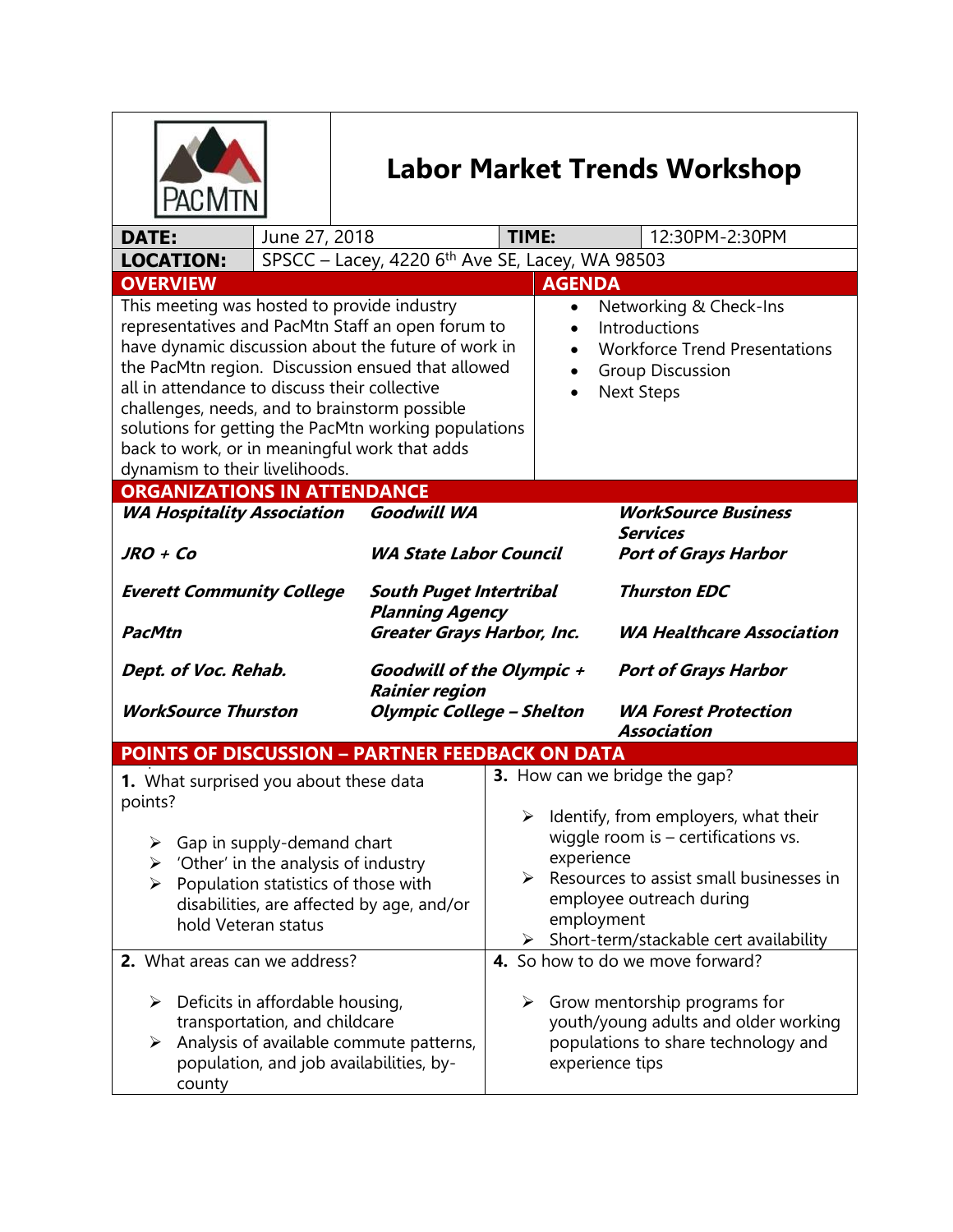# Labor Market Trends Workshop

| | | | |
|---|---|---|---|
| **DATE:** | June 27, 2018 | **TIME:** | 12:30PM-2:30PM |
| **LOCATION:** | SPSCC – Lacey, 4220 6th Ave SE, Lacey, WA 98503 | | |

## OVERVIEW

This meeting was hosted to provide industry representatives and PacMtn Staff an open forum to have dynamic discussion about the future of work in the PacMtn region. Discussion ensued that allowed all in attendance to discuss their collective challenges, needs, and to brainstorm possible solutions for getting the PacMtn working populations back to work, or in meaningful work that adds dynamism to their livelihoods.

## AGENDA

- Networking & Check-Ins
- Introductions
- Workforce Trend Presentations
- Group Discussion
- Next Steps

## ORGANIZATIONS IN ATTENDANCE

| | | |
|---|---|---|
| ***WA Hospitality Association*** | ***Goodwill WA*** | ***WorkSource Business Services*** |
| ***JRO + Co*** | ***WA State Labor Council*** | ***Port of Grays Harbor*** |
| ***Everett Community College*** | ***South Puget Intertribal Planning Agency*** | ***Thurston EDC*** |
| ***PacMtn*** | ***Greater Grays Harbor, Inc.*** | ***WA Healthcare Association*** |
| ***Dept. of Voc. Rehab.*** | ***Goodwill of the Olympic + Rainier region*** | ***Port of Grays Harbor*** |
| ***WorkSource Thurston*** | ***Olympic College – Shelton*** | ***WA Forest Protection Association*** |

## POINTS OF DISCUSSION – PARTNER FEEDBACK ON DATA

**1.** What surprised you about these data points?

- Gap in supply-demand chart
- 'Other' in the analysis of industry
- Population statistics of those with disabilities, are affected by age, and/or hold Veteran status

**2.** What areas can we address?

- Deficits in affordable housing, transportation, and childcare
- Analysis of available commute patterns, population, and job availabilities, by-county

**3.** How can we bridge the gap?

- Identify, from employers, what their wiggle room is – certifications vs. experience
- Resources to assist small businesses in employee outreach during employment
- Short-term/stackable cert availability

**4.** So how to do we move forward?

- Grow mentorship programs for youth/young adults and older working populations to share technology and experience tips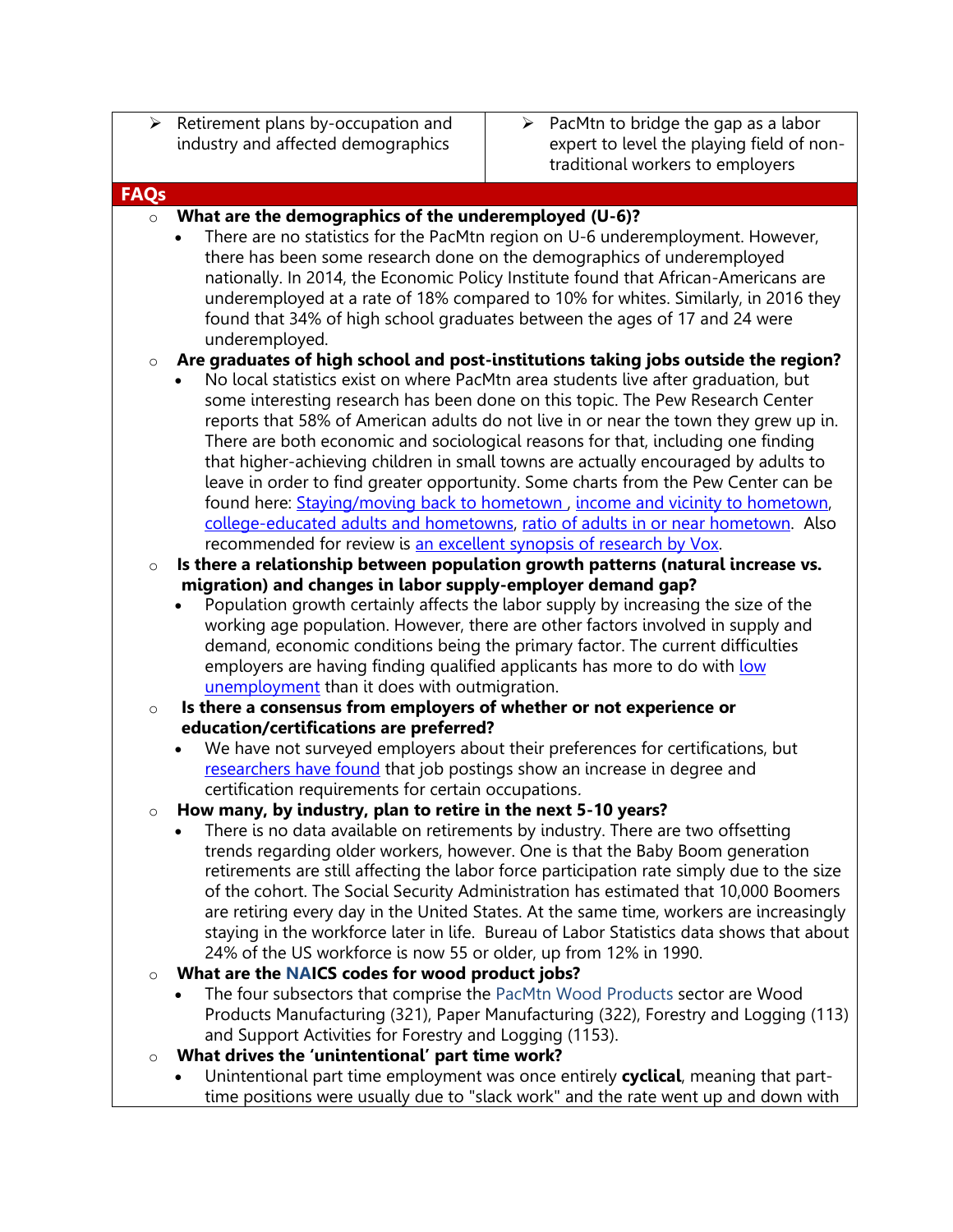| ➢ Retirement plans by-occupation and industry and affected demographics | ➢ PacMtn to bridge the gap as a labor expert to level the playing field of non-traditional workers to employers |
|---|---|

## FAQs

- **What are the demographics of the underemployed (U-6)?**
  - There are no statistics for the PacMtn region on U-6 underemployment. However, there has been some research done on the demographics of underemployed nationally. In 2014, the Economic Policy Institute found that African-Americans are underemployed at a rate of 18% compared to 10% for whites. Similarly, in 2016 they found that 34% of high school graduates between the ages of 17 and 24 were underemployed.
- **Are graduates of high school and post-institutions taking jobs outside the region?**
  - No local statistics exist on where PacMtn area students live after graduation, but some interesting research has been done on this topic. The Pew Research Center reports that 58% of American adults do not live in or near the town they grew up in. There are both economic and sociological reasons for that, including one finding that higher-achieving children in small towns are actually encouraged by adults to leave in order to find greater opportunity. Some charts from the Pew Center can be found here: Staying/moving back to hometown , income and vicinity to hometown, college-educated adults and hometowns, ratio of adults in or near hometown. Also recommended for review is an excellent synopsis of research by Vox.
- **Is there a relationship between population growth patterns (natural increase vs. migration) and changes in labor supply-employer demand gap?**
  - Population growth certainly affects the labor supply by increasing the size of the working age population. However, there are other factors involved in supply and demand, economic conditions being the primary factor. The current difficulties employers are having finding qualified applicants has more to do with low unemployment than it does with outmigration.
- **Is there a consensus from employers of whether or not experience or education/certifications are preferred?**
  - We have not surveyed employers about their preferences for certifications, but researchers have found that job postings show an increase in degree and certification requirements for certain occupations.
- **How many, by industry, plan to retire in the next 5-10 years?**
  - There is no data available on retirements by industry. There are two offsetting trends regarding older workers, however. One is that the Baby Boom generation retirements are still affecting the labor force participation rate simply due to the size of the cohort. The Social Security Administration has estimated that 10,000 Boomers are retiring every day in the United States. At the same time, workers are increasingly staying in the workforce later in life. Bureau of Labor Statistics data shows that about 24% of the US workforce is now 55 or older, up from 12% in 1990.
- **What are the NAICS codes for wood product jobs?**
  - The four subsectors that comprise the PacMtn Wood Products sector are Wood Products Manufacturing (321), Paper Manufacturing (322), Forestry and Logging (113) and Support Activities for Forestry and Logging (1153).
- **What drives the 'unintentional' part time work?**
  - Unintentional part time employment was once entirely **cyclical**, meaning that part-time positions were usually due to "slack work" and the rate went up and down with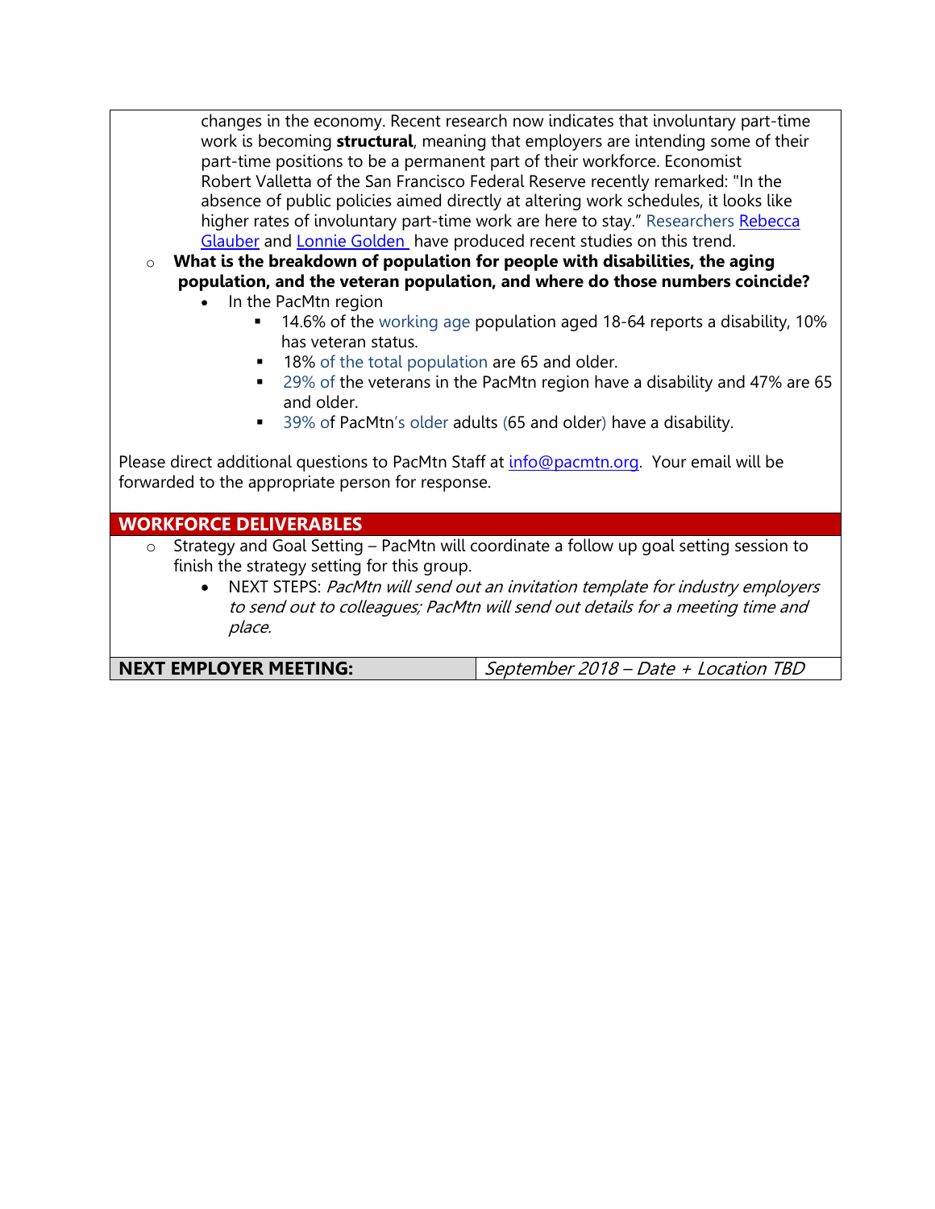changes in the economy. Recent research now indicates that involuntary part-time work is becoming **structural**, meaning that employers are intending some of their part-time positions to be a permanent part of their workforce. Economist Robert Valletta of the San Francisco Federal Reserve recently remarked: "In the absence of public policies aimed directly at altering work schedules, it looks like higher rates of involuntary part-time work are here to stay." Researchers Rebecca Glauber and Lonnie Golden have produced recent studies on this trend.

- **What is the breakdown of population for people with disabilities, the aging population, and the veteran population, and where do those numbers coincide?**
  - In the PacMtn region
    - 14.6% of the working age population aged 18-64 reports a disability, 10% has veteran status.
    - 18% of the total population are 65 and older.
    - 29% of the veterans in the PacMtn region have a disability and 47% are 65 and older.
    - 39% of PacMtn's older adults (65 and older) have a disability.

Please direct additional questions to PacMtn Staff at info@pacmtn.org. Your email will be forwarded to the appropriate person for response.

## WORKFORCE DELIVERABLES

- Strategy and Goal Setting – PacMtn will coordinate a follow up goal setting session to finish the strategy setting for this group.
  - NEXT STEPS: *PacMtn will send out an invitation template for industry employers to send out to colleagues; PacMtn will send out details for a meeting time and place.*

| | |
|---|---|
| **NEXT EMPLOYER MEETING:** | *September 2018 – Date + Location TBD* |